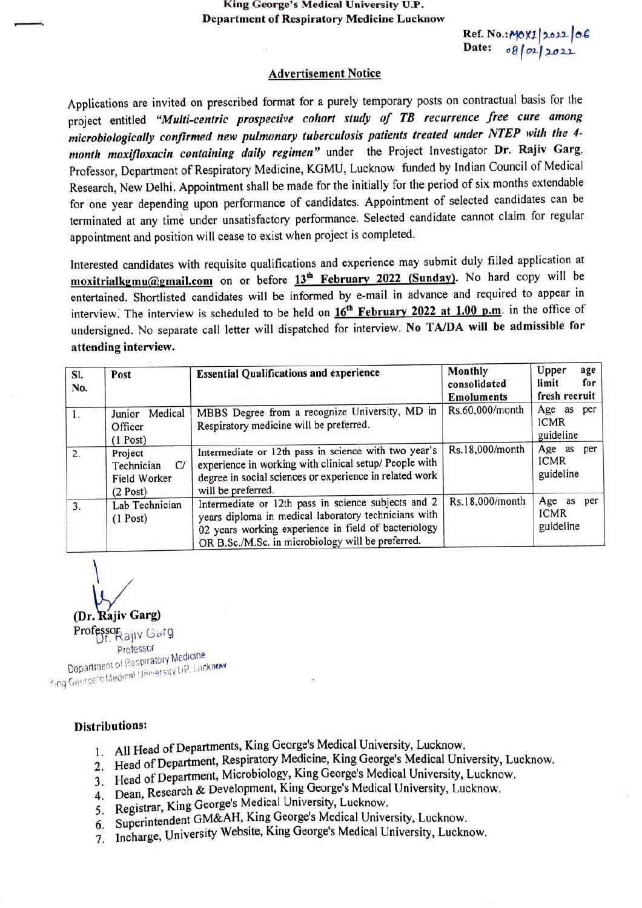**King George's Medical University U.P.**
**Department of Respiratory Medicine Lucknow**

Ref. No.: MOXI/2022/06
Date: 08/02/2022

## Advertisement Notice

Applications are invited on prescribed format for a purely temporary posts on contractual basis for the project entitled ***"Multi-centric prospective cohort study of TB recurrence free cure among microbiologically confirmed new pulmonary tuberculosis patients treated under NTEP with the 4-month moxifloxacin containing daily regimen"*** under the Project Investigator **Dr. Rajiv Garg**, Professor, Department of Respiratory Medicine, KGMU, Lucknow funded by Indian Council of Medical Research, New Delhi. Appointment shall be made for the initially for the period of six months extendable for one year depending upon performance of candidates. Appointment of selected candidates can be terminated at any time under unsatisfactory performance. Selected candidate cannot claim for regular appointment and position will cease to exist when project is completed.

Interested candidates with requisite qualifications and experience may submit duly filled application at **moxitrialkgmu@gmail.com** on or before **13th February 2022 (Sunday)**. No hard copy will be entertained. Shortlisted candidates will be informed by e-mail in advance and required to appear in interview. The interview is scheduled to be held on **16th February 2022 at 1.00 p.m**. in the office of undersigned. No separate call letter will dispatched for interview. **No TA/DA will be admissible for attending interview.**

| Sl. No. | Post | Essential Qualifications and experience | Monthly consolidated Emoluments | Upper age limit for fresh recruit |
|---|---|---|---|---|
| 1. | Junior Medical Officer (1 Post) | MBBS Degree from a recognize University, MD in Respiratory medicine will be preferred. | Rs.60,000/month | Age as per ICMR guideline |
| 2. | Project Technician C/ Field Worker (2 Post) | Intermediate or 12th pass in science with two year's experience in working with clinical setup/ People with degree in social sciences or experience in related work will be preferred. | Rs.18,000/month | Age as per ICMR guideline |
| 3. | Lab Technician (1 Post) | Intermediate or 12th pass in science subjects and 2 years diploma in medical laboratory technicians with 02 years working experience in field of bacteriology OR B.Sc./M.Sc. in microbiology will be preferred. | Rs.18,000/month | Age as per ICMR guideline |

**(Dr. Rajiv Garg)**
Professor

Dr. Rajiv Garg
Professor
Department of Respiratory Medicine
King George's Medical University UP, Lucknow

**Distributions:**

1. All Head of Departments, King George's Medical University, Lucknow.
2. Head of Department, Respiratory Medicine, King George's Medical University, Lucknow.
3. Head of Department, Microbiology, King George's Medical University, Lucknow.
4. Dean, Research & Development, King George's Medical University, Lucknow.
5. Registrar, King George's Medical University, Lucknow.
6. Superintendent GM&AH, King George's Medical University, Lucknow.
7. Incharge, University Website, King George's Medical University, Lucknow.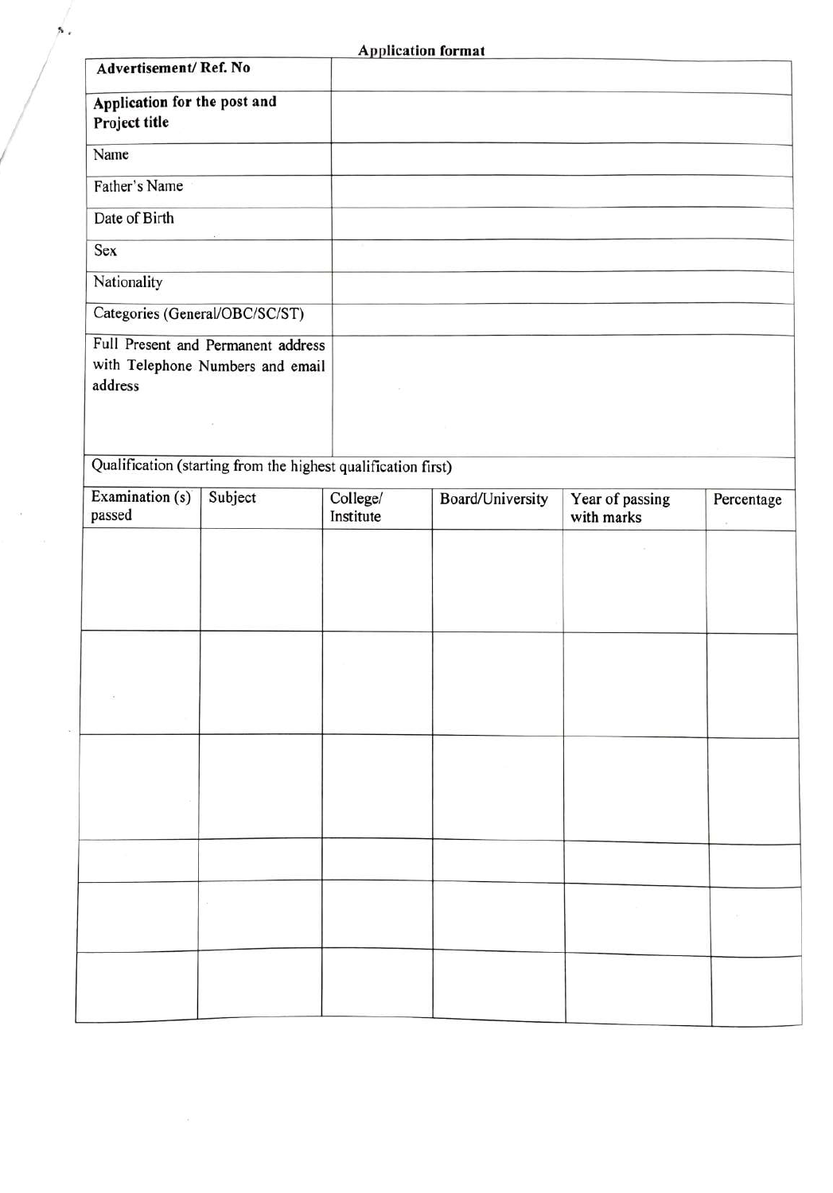## Application format

| Advertisement/ Ref. No | |
|---|---|
| Application for the post and Project title | |
| Name | |
| Father's Name | |
| Date of Birth | |
| Sex | |
| Nationality | |
| Categories (General/OBC/SC/ST) | |
| Full Present and Permanent address with Telephone Numbers and email address | |

Qualification (starting from the highest qualification first)

| Examination (s) passed | Subject | College/ Institute | Board/University | Year of passing with marks | Percentage |
|---|---|---|---|---|---|
| | | | | | |
| | | | | | |
| | | | | | |
| | | | | | |
| | | | | | |
| | | | | | |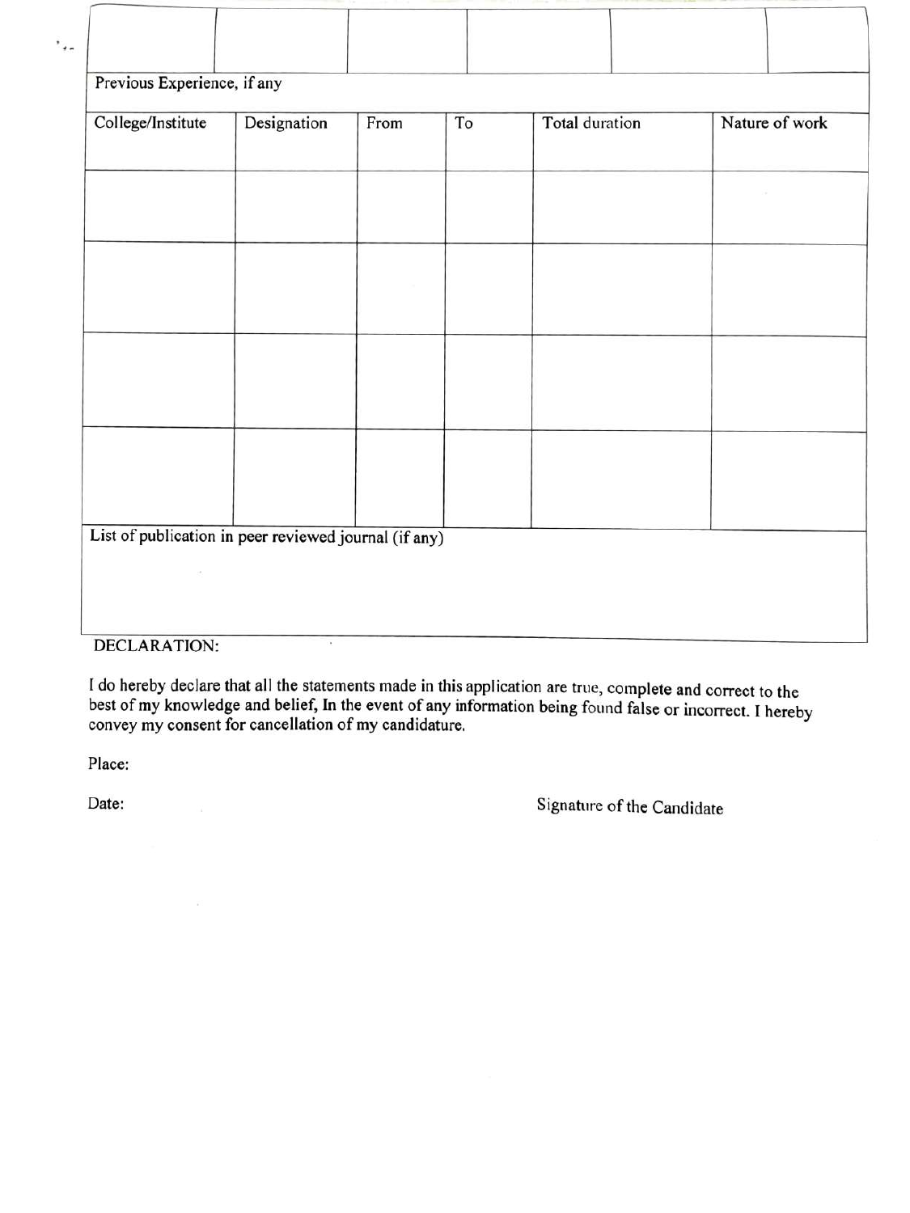| | | | | | |
|---|---|---|---|---|---|
| | | | | | |

Previous Experience, if any

| College/Institute | Designation | From | To | Total duration | Nature of work |
|---|---|---|---|---|---|
| | | | | | |
| | | | | | |
| | | | | | |
| | | | | | |

List of publication in peer reviewed journal (if any)

DECLARATION:

I do hereby declare that all the statements made in this application are true, complete and correct to the best of my knowledge and belief, In the event of any information being found false or incorrect. I hereby convey my consent for cancellation of my candidature.

Place:

Date: Signature of the Candidate